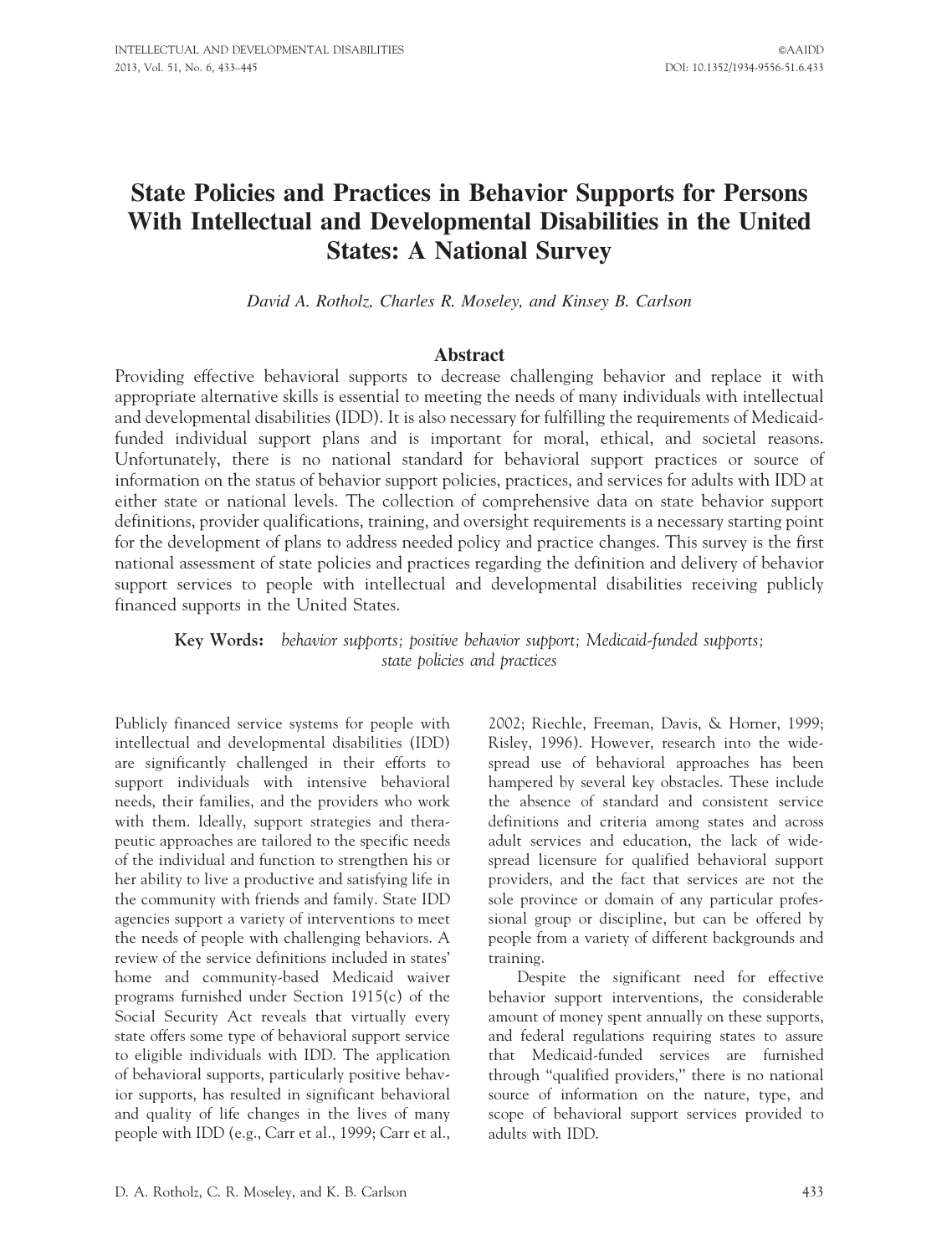# State Policies and Practices in Behavior Supports for Persons With Intellectual and Developmental Disabilities in the United States: A National Survey

*David A. Rotholz, Charles R. Moseley, and Kinsey B. Carlson*

## Abstract

Providing effective behavioral supports to decrease challenging behavior and replace it with appropriate alternative skills is essential to meeting the needs of many individuals with intellectual and developmental disabilities (IDD). It is also necessary for fulfilling the requirements of Medicaid-funded individual support plans and is important for moral, ethical, and societal reasons. Unfortunately, there is no national standard for behavioral support practices or source of information on the status of behavior support policies, practices, and services for adults with IDD at either state or national levels. The collection of comprehensive data on state behavior support definitions, provider qualifications, training, and oversight requirements is a necessary starting point for the development of plans to address needed policy and practice changes. This survey is the first national assessment of state policies and practices regarding the definition and delivery of behavior support services to people with intellectual and developmental disabilities receiving publicly financed supports in the United States.

**Key Words:** *behavior supports; positive behavior support; Medicaid-funded supports; state policies and practices*

Publicly financed service systems for people with intellectual and developmental disabilities (IDD) are significantly challenged in their efforts to support individuals with intensive behavioral needs, their families, and the providers who work with them. Ideally, support strategies and therapeutic approaches are tailored to the specific needs of the individual and function to strengthen his or her ability to live a productive and satisfying life in the community with friends and family. State IDD agencies support a variety of interventions to meet the needs of people with challenging behaviors. A review of the service definitions included in states' home and community-based Medicaid waiver programs furnished under Section 1915(c) of the Social Security Act reveals that virtually every state offers some type of behavioral support service to eligible individuals with IDD. The application of behavioral supports, particularly positive behavior supports, has resulted in significant behavioral and quality of life changes in the lives of many people with IDD (e.g., Carr et al., 1999; Carr et al., 2002; Riechle, Freeman, Davis, & Horner, 1999; Risley, 1996). However, research into the widespread use of behavioral approaches has been hampered by several key obstacles. These include the absence of standard and consistent service definitions and criteria among states and across adult services and education, the lack of widespread licensure for qualified behavioral support providers, and the fact that services are not the sole province or domain of any particular professional group or discipline, but can be offered by people from a variety of different backgrounds and training.

Despite the significant need for effective behavior support interventions, the considerable amount of money spent annually on these supports, and federal regulations requiring states to assure that Medicaid-funded services are furnished through "qualified providers," there is no national source of information on the nature, type, and scope of behavioral support services provided to adults with IDD.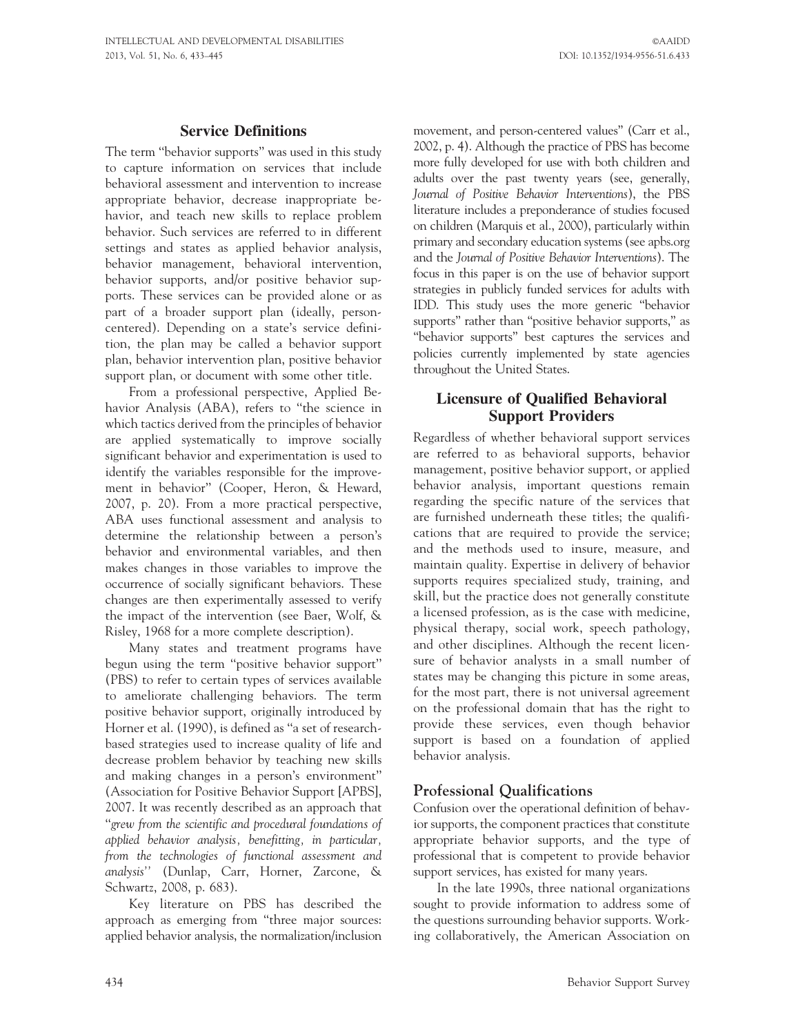## Service Definitions

The term "behavior supports" was used in this study to capture information on services that include behavioral assessment and intervention to increase appropriate behavior, decrease inappropriate behavior, and teach new skills to replace problem behavior. Such services are referred to in different settings and states as applied behavior analysis, behavior management, behavioral intervention, behavior supports, and/or positive behavior supports. These services can be provided alone or as part of a broader support plan (ideally, person-centered). Depending on a state's service definition, the plan may be called a behavior support plan, behavior intervention plan, positive behavior support plan, or document with some other title.

From a professional perspective, Applied Behavior Analysis (ABA), refers to "the science in which tactics derived from the principles of behavior are applied systematically to improve socially significant behavior and experimentation is used to identify the variables responsible for the improvement in behavior" (Cooper, Heron, & Heward, 2007, p. 20). From a more practical perspective, ABA uses functional assessment and analysis to determine the relationship between a person's behavior and environmental variables, and then makes changes in those variables to improve the occurrence of socially significant behaviors. These changes are then experimentally assessed to verify the impact of the intervention (see Baer, Wolf, & Risley, 1968 for a more complete description).

Many states and treatment programs have begun using the term "positive behavior support" (PBS) to refer to certain types of services available to ameliorate challenging behaviors. The term positive behavior support, originally introduced by Horner et al. (1990), is defined as "a set of research-based strategies used to increase quality of life and decrease problem behavior by teaching new skills and making changes in a person's environment" (Association for Positive Behavior Support [APBS], 2007. It was recently described as an approach that "*grew from the scientific and procedural foundations of applied behavior analysis, benefitting, in particular, from the technologies of functional assessment and analysis*" (Dunlap, Carr, Horner, Zarcone, & Schwartz, 2008, p. 683).

Key literature on PBS has described the approach as emerging from "three major sources: applied behavior analysis, the normalization/inclusion movement, and person-centered values" (Carr et al., 2002, p. 4). Although the practice of PBS has become more fully developed for use with both children and adults over the past twenty years (see, generally, *Journal of Positive Behavior Interventions*), the PBS literature includes a preponderance of studies focused on children (Marquis et al., 2000), particularly within primary and secondary education systems (see apbs.org and the *Journal of Positive Behavior Interventions*). The focus in this paper is on the use of behavior support strategies in publicly funded services for adults with IDD. This study uses the more generic "behavior supports" rather than "positive behavior supports," as "behavior supports" best captures the services and policies currently implemented by state agencies throughout the United States.

## Licensure of Qualified Behavioral Support Providers

Regardless of whether behavioral support services are referred to as behavioral supports, behavior management, positive behavior support, or applied behavior analysis, important questions remain regarding the specific nature of the services that are furnished underneath these titles; the qualifications that are required to provide the service; and the methods used to insure, measure, and maintain quality. Expertise in delivery of behavior supports requires specialized study, training, and skill, but the practice does not generally constitute a licensed profession, as is the case with medicine, physical therapy, social work, speech pathology, and other disciplines. Although the recent licensure of behavior analysts in a small number of states may be changing this picture in some areas, for the most part, there is not universal agreement on the professional domain that has the right to provide these services, even though behavior support is based on a foundation of applied behavior analysis.

### Professional Qualifications

Confusion over the operational definition of behavior supports, the component practices that constitute appropriate behavior supports, and the type of professional that is competent to provide behavior support services, has existed for many years.

In the late 1990s, three national organizations sought to provide information to address some of the questions surrounding behavior supports. Working collaboratively, the American Association on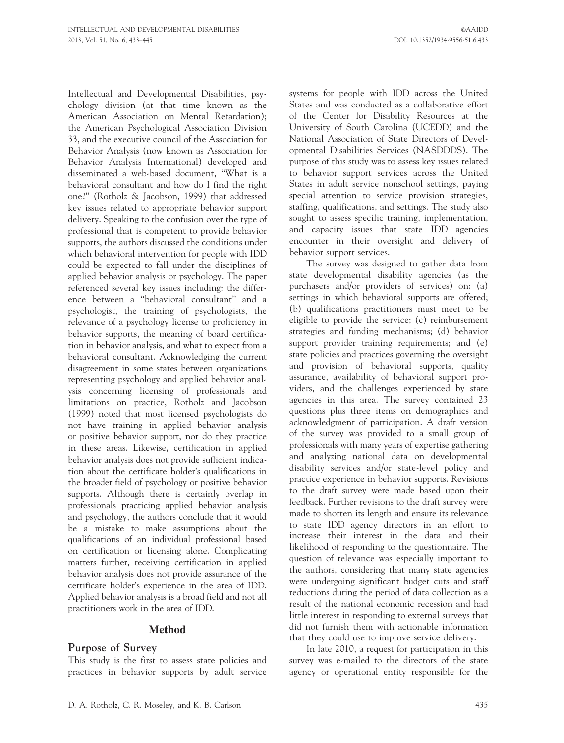Intellectual and Developmental Disabilities, psychology division (at that time known as the American Association on Mental Retardation); the American Psychological Association Division 33, and the executive council of the Association for Behavior Analysis (now known as Association for Behavior Analysis International) developed and disseminated a web-based document, "What is a behavioral consultant and how do I find the right one?" (Rotholz & Jacobson, 1999) that addressed key issues related to appropriate behavior support delivery. Speaking to the confusion over the type of professional that is competent to provide behavior supports, the authors discussed the conditions under which behavioral intervention for people with IDD could be expected to fall under the disciplines of applied behavior analysis or psychology. The paper referenced several key issues including: the difference between a "behavioral consultant" and a psychologist, the training of psychologists, the relevance of a psychology license to proficiency in behavior supports, the meaning of board certification in behavior analysis, and what to expect from a behavioral consultant. Acknowledging the current disagreement in some states between organizations representing psychology and applied behavior analysis concerning licensing of professionals and limitations on practice, Rotholz and Jacobson (1999) noted that most licensed psychologists do not have training in applied behavior analysis or positive behavior support, nor do they practice in these areas. Likewise, certification in applied behavior analysis does not provide sufficient indication about the certificate holder's qualifications in the broader field of psychology or positive behavior supports. Although there is certainly overlap in professionals practicing applied behavior analysis and psychology, the authors conclude that it would be a mistake to make assumptions about the qualifications of an individual professional based on certification or licensing alone. Complicating matters further, receiving certification in applied behavior analysis does not provide assurance of the certificate holder's experience in the area of IDD. Applied behavior analysis is a broad field and not all practitioners work in the area of IDD.

## Method

### Purpose of Survey

This study is the first to assess state policies and practices in behavior supports by adult service systems for people with IDD across the United States and was conducted as a collaborative effort of the Center for Disability Resources at the University of South Carolina (UCEDD) and the National Association of State Directors of Developmental Disabilities Services (NASDDDS). The purpose of this study was to assess key issues related to behavior support services across the United States in adult service nonschool settings, paying special attention to service provision strategies, staffing, qualifications, and settings. The study also sought to assess specific training, implementation, and capacity issues that state IDD agencies encounter in their oversight and delivery of behavior support services.

The survey was designed to gather data from state developmental disability agencies (as the purchasers and/or providers of services) on: (a) settings in which behavioral supports are offered; (b) qualifications practitioners must meet to be eligible to provide the service; (c) reimbursement strategies and funding mechanisms; (d) behavior support provider training requirements; and (e) state policies and practices governing the oversight and provision of behavioral supports, quality assurance, availability of behavioral support providers, and the challenges experienced by state agencies in this area. The survey contained 23 questions plus three items on demographics and acknowledgment of participation. A draft version of the survey was provided to a small group of professionals with many years of expertise gathering and analyzing national data on developmental disability services and/or state-level policy and practice experience in behavior supports. Revisions to the draft survey were made based upon their feedback. Further revisions to the draft survey were made to shorten its length and ensure its relevance to state IDD agency directors in an effort to increase their interest in the data and their likelihood of responding to the questionnaire. The question of relevance was especially important to the authors, considering that many state agencies were undergoing significant budget cuts and staff reductions during the period of data collection as a result of the national economic recession and had little interest in responding to external surveys that did not furnish them with actionable information that they could use to improve service delivery.

In late 2010, a request for participation in this survey was e-mailed to the directors of the state agency or operational entity responsible for the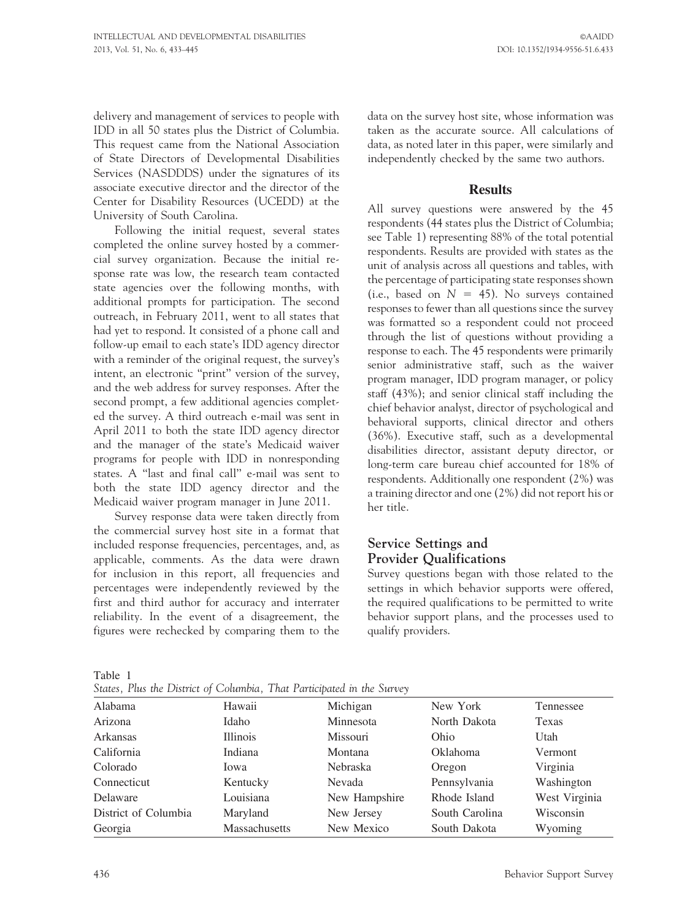delivery and management of services to people with IDD in all 50 states plus the District of Columbia. This request came from the National Association of State Directors of Developmental Disabilities Services (NASDDDS) under the signatures of its associate executive director and the director of the Center for Disability Resources (UCEDD) at the University of South Carolina.

Following the initial request, several states completed the online survey hosted by a commercial survey organization. Because the initial response rate was low, the research team contacted state agencies over the following months, with additional prompts for participation. The second outreach, in February 2011, went to all states that had yet to respond. It consisted of a phone call and follow-up email to each state's IDD agency director with a reminder of the original request, the survey's intent, an electronic "print" version of the survey, and the web address for survey responses. After the second prompt, a few additional agencies completed the survey. A third outreach e-mail was sent in April 2011 to both the state IDD agency director and the manager of the state's Medicaid waiver programs for people with IDD in nonresponding states. A "last and final call" e-mail was sent to both the state IDD agency director and the Medicaid waiver program manager in June 2011.

Survey response data were taken directly from the commercial survey host site in a format that included response frequencies, percentages, and, as applicable, comments. As the data were drawn for inclusion in this report, all frequencies and percentages were independently reviewed by the first and third author for accuracy and interrater reliability. In the event of a disagreement, the figures were rechecked by comparing them to the data on the survey host site, whose information was taken as the accurate source. All calculations of data, as noted later in this paper, were similarly and independently checked by the same two authors.

## Results

All survey questions were answered by the 45 respondents (44 states plus the District of Columbia; see Table 1) representing 88% of the total potential respondents. Results are provided with states as the unit of analysis across all questions and tables, with the percentage of participating state responses shown (i.e., based on $N = 45$). No surveys contained responses to fewer than all questions since the survey was formatted so a respondent could not proceed through the list of questions without providing a response to each. The 45 respondents were primarily senior administrative staff, such as the waiver program manager, IDD program manager, or policy staff (43%); and senior clinical staff including the chief behavior analyst, director of psychological and behavioral supports, clinical director and others (36%). Executive staff, such as a developmental disabilities director, assistant deputy director, or long-term care bureau chief accounted for 18% of respondents. Additionally one respondent (2%) was a training director and one (2%) did not report his or her title.

### Service Settings and Provider Qualifications

Survey questions began with those related to the settings in which behavior supports were offered, the required qualifications to be permitted to write behavior support plans, and the processes used to qualify providers.

Table 1
*States, Plus the District of Columbia, That Participated in the Survey*

| | | | | |
|---|---|---|---|---|
| Alabama | Hawaii | Michigan | New York | Tennessee |
| Arizona | Idaho | Minnesota | North Dakota | Texas |
| Arkansas | Illinois | Missouri | Ohio | Utah |
| California | Indiana | Montana | Oklahoma | Vermont |
| Colorado | Iowa | Nebraska | Oregon | Virginia |
| Connecticut | Kentucky | Nevada | Pennsylvania | Washington |
| Delaware | Louisiana | New Hampshire | Rhode Island | West Virginia |
| District of Columbia | Maryland | New Jersey | South Carolina | Wisconsin |
| Georgia | Massachusetts | New Mexico | South Dakota | Wyoming |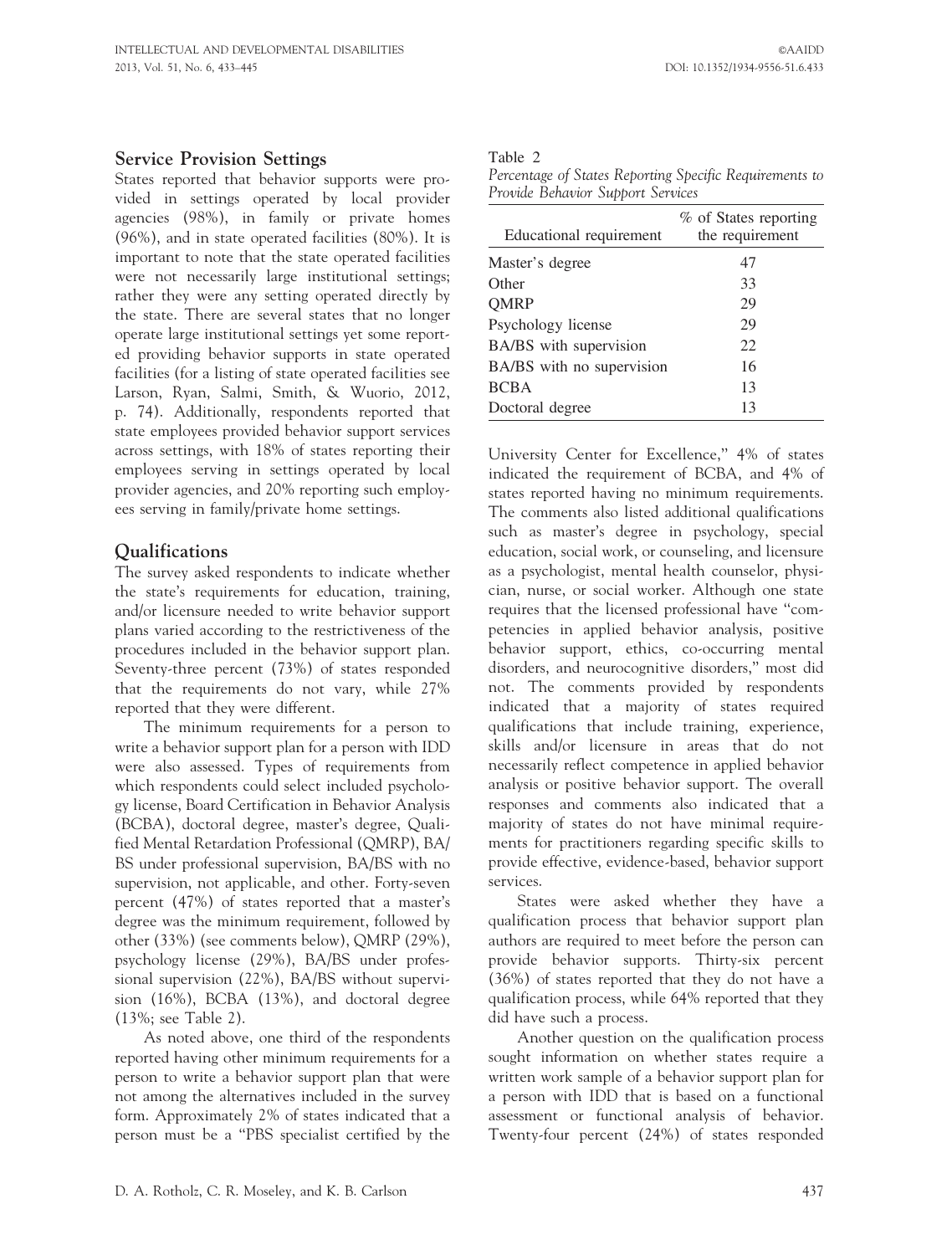## Service Provision Settings

States reported that behavior supports were provided in settings operated by local provider agencies (98%), in family or private homes (96%), and in state operated facilities (80%). It is important to note that the state operated facilities were not necessarily large institutional settings; rather they were any setting operated directly by the state. There are several states that no longer operate large institutional settings yet some reported providing behavior supports in state operated facilities (for a listing of state operated facilities see Larson, Ryan, Salmi, Smith, & Wuorio, 2012, p. 74). Additionally, respondents reported that state employees provided behavior support services across settings, with 18% of states reporting their employees serving in settings operated by local provider agencies, and 20% reporting such employees serving in family/private home settings.

## Qualifications

The survey asked respondents to indicate whether the state's requirements for education, training, and/or licensure needed to write behavior support plans varied according to the restrictiveness of the procedures included in the behavior support plan. Seventy-three percent (73%) of states responded that the requirements do not vary, while 27% reported that they were different.

The minimum requirements for a person to write a behavior support plan for a person with IDD were also assessed. Types of requirements from which respondents could select included psychology license, Board Certification in Behavior Analysis (BCBA), doctoral degree, master's degree, Qualified Mental Retardation Professional (QMRP), BA/BS under professional supervision, BA/BS with no supervision, not applicable, and other. Forty-seven percent (47%) of states reported that a master's degree was the minimum requirement, followed by other (33%) (see comments below), QMRP (29%), psychology license (29%), BA/BS under professional supervision (22%), BA/BS without supervision (16%), BCBA (13%), and doctoral degree (13%; see Table 2).

Table 2
*Percentage of States Reporting Specific Requirements to Provide Behavior Support Services*

| Educational requirement | % of States reporting the requirement |
|---|---|
| Master's degree | 47 |
| Other | 33 |
| QMRP | 29 |
| Psychology license | 29 |
| BA/BS with supervision | 22 |
| BA/BS with no supervision | 16 |
| BCBA | 13 |
| Doctoral degree | 13 |

As noted above, one third of the respondents reported having other minimum requirements for a person to write a behavior support plan that were not among the alternatives included in the survey form. Approximately 2% of states indicated that a person must be a "PBS specialist certified by the University Center for Excellence," 4% of states indicated the requirement of BCBA, and 4% of states reported having no minimum requirements. The comments also listed additional qualifications such as master's degree in psychology, special education, social work, or counseling, and licensure as a psychologist, mental health counselor, physician, nurse, or social worker. Although one state requires that the licensed professional have "competencies in applied behavior analysis, positive behavior support, ethics, co-occurring mental disorders, and neurocognitive disorders," most did not. The comments provided by respondents indicated that a majority of states required qualifications that include training, experience, skills and/or licensure in areas that do not necessarily reflect competence in applied behavior analysis or positive behavior support. The overall responses and comments also indicated that a majority of states do not have minimal requirements for practitioners regarding specific skills to provide effective, evidence-based, behavior support services.

States were asked whether they have a qualification process that behavior support plan authors are required to meet before the person can provide behavior supports. Thirty-six percent (36%) of states reported that they do not have a qualification process, while 64% reported that they did have such a process.

Another question on the qualification process sought information on whether states require a written work sample of a behavior support plan for a person with IDD that is based on a functional assessment or functional analysis of behavior. Twenty-four percent (24%) of states responded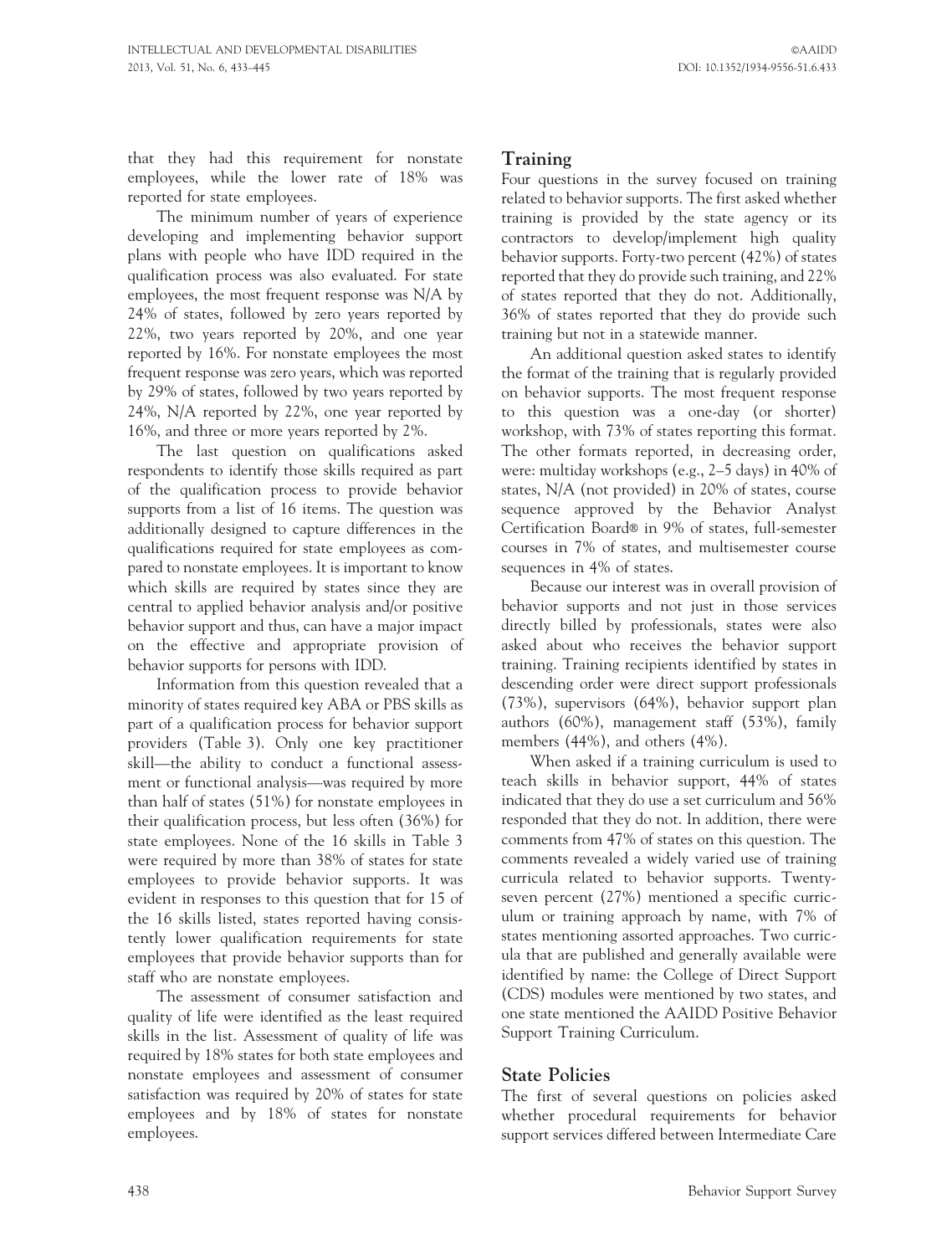that they had this requirement for nonstate employees, while the lower rate of 18% was reported for state employees.

The minimum number of years of experience developing and implementing behavior support plans with people who have IDD required in the qualification process was also evaluated. For state employees, the most frequent response was N/A by 24% of states, followed by zero years reported by 22%, two years reported by 20%, and one year reported by 16%. For nonstate employees the most frequent response was zero years, which was reported by 29% of states, followed by two years reported by 24%, N/A reported by 22%, one year reported by 16%, and three or more years reported by 2%.

The last question on qualifications asked respondents to identify those skills required as part of the qualification process to provide behavior supports from a list of 16 items. The question was additionally designed to capture differences in the qualifications required for state employees as compared to nonstate employees. It is important to know which skills are required by states since they are central to applied behavior analysis and/or positive behavior support and thus, can have a major impact on the effective and appropriate provision of behavior supports for persons with IDD.

Information from this question revealed that a minority of states required key ABA or PBS skills as part of a qualification process for behavior support providers (Table 3). Only one key practitioner skill—the ability to conduct a functional assessment or functional analysis—was required by more than half of states (51%) for nonstate employees in their qualification process, but less often (36%) for state employees. None of the 16 skills in Table 3 were required by more than 38% of states for state employees to provide behavior supports. It was evident in responses to this question that for 15 of the 16 skills listed, states reported having consistently lower qualification requirements for state employees that provide behavior supports than for staff who are nonstate employees.

The assessment of consumer satisfaction and quality of life were identified as the least required skills in the list. Assessment of quality of life was required by 18% states for both state employees and nonstate employees and assessment of consumer satisfaction was required by 20% of states for state employees and by 18% of states for nonstate employees.

## Training

Four questions in the survey focused on training related to behavior supports. The first asked whether training is provided by the state agency or its contractors to develop/implement high quality behavior supports. Forty-two percent (42%) of states reported that they do provide such training, and 22% of states reported that they do not. Additionally, 36% of states reported that they do provide such training but not in a statewide manner.

An additional question asked states to identify the format of the training that is regularly provided on behavior supports. The most frequent response to this question was a one-day (or shorter) workshop, with 73% of states reporting this format. The other formats reported, in decreasing order, were: multiday workshops (e.g., 2–5 days) in 40% of states, N/A (not provided) in 20% of states, course sequence approved by the Behavior Analyst Certification Board® in 9% of states, full-semester courses in 7% of states, and multisemester course sequences in 4% of states.

Because our interest was in overall provision of behavior supports and not just in those services directly billed by professionals, states were also asked about who receives the behavior support training. Training recipients identified by states in descending order were direct support professionals (73%), supervisors (64%), behavior support plan authors (60%), management staff (53%), family members (44%), and others (4%).

When asked if a training curriculum is used to teach skills in behavior support, 44% of states indicated that they do use a set curriculum and 56% responded that they do not. In addition, there were comments from 47% of states on this question. The comments revealed a widely varied use of training curricula related to behavior supports. Twenty-seven percent (27%) mentioned a specific curriculum or training approach by name, with 7% of states mentioning assorted approaches. Two curricula that are published and generally available were identified by name: the College of Direct Support (CDS) modules were mentioned by two states, and one state mentioned the AAIDD Positive Behavior Support Training Curriculum.

## State Policies

The first of several questions on policies asked whether procedural requirements for behavior support services differed between Intermediate Care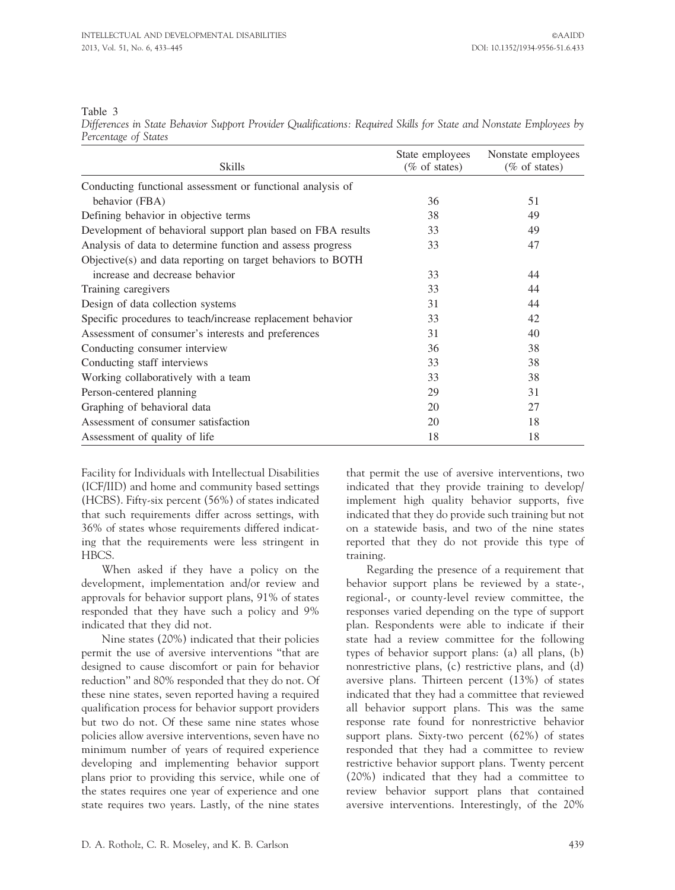Table 3

*Differences in State Behavior Support Provider Qualifications: Required Skills for State and Nonstate Employees by Percentage of States*

| Skills | State employees (% of states) | Nonstate employees (% of states) |
|---|---|---|
| Conducting functional assessment or functional analysis of behavior (FBA) | 36 | 51 |
| Defining behavior in objective terms | 38 | 49 |
| Development of behavioral support plan based on FBA results | 33 | 49 |
| Analysis of data to determine function and assess progress | 33 | 47 |
| Objective(s) and data reporting on target behaviors to BOTH increase and decrease behavior | 33 | 44 |
| Training caregivers | 33 | 44 |
| Design of data collection systems | 31 | 44 |
| Specific procedures to teach/increase replacement behavior | 33 | 42 |
| Assessment of consumer's interests and preferences | 31 | 40 |
| Conducting consumer interview | 36 | 38 |
| Conducting staff interviews | 33 | 38 |
| Working collaboratively with a team | 33 | 38 |
| Person-centered planning | 29 | 31 |
| Graphing of behavioral data | 20 | 27 |
| Assessment of consumer satisfaction | 20 | 18 |
| Assessment of quality of life | 18 | 18 |

Facility for Individuals with Intellectual Disabilities (ICF/IID) and home and community based settings (HCBS). Fifty-six percent (56%) of states indicated that such requirements differ across settings, with 36% of states whose requirements differed indicating that the requirements were less stringent in HBCS.

When asked if they have a policy on the development, implementation and/or review and approvals for behavior support plans, 91% of states responded that they have such a policy and 9% indicated that they did not.

Nine states (20%) indicated that their policies permit the use of aversive interventions "that are designed to cause discomfort or pain for behavior reduction" and 80% responded that they do not. Of these nine states, seven reported having a required qualification process for behavior support providers but two do not. Of these same nine states whose policies allow aversive interventions, seven have no minimum number of years of required experience developing and implementing behavior support plans prior to providing this service, while one of the states requires one year of experience and one state requires two years. Lastly, of the nine states that permit the use of aversive interventions, two indicated that they provide training to develop/implement high quality behavior supports, five indicated that they do provide such training but not on a statewide basis, and two of the nine states reported that they do not provide this type of training.

Regarding the presence of a requirement that behavior support plans be reviewed by a state-, regional-, or county-level review committee, the responses varied depending on the type of support plan. Respondents were able to indicate if their state had a review committee for the following types of behavior support plans: (a) all plans, (b) nonrestrictive plans, (c) restrictive plans, and (d) aversive plans. Thirteen percent (13%) of states indicated that they had a committee that reviewed all behavior support plans. This was the same response rate found for nonrestrictive behavior support plans. Sixty-two percent (62%) of states responded that they had a committee to review restrictive behavior support plans. Twenty percent (20%) indicated that they had a committee to review behavior support plans that contained aversive interventions. Interestingly, of the 20%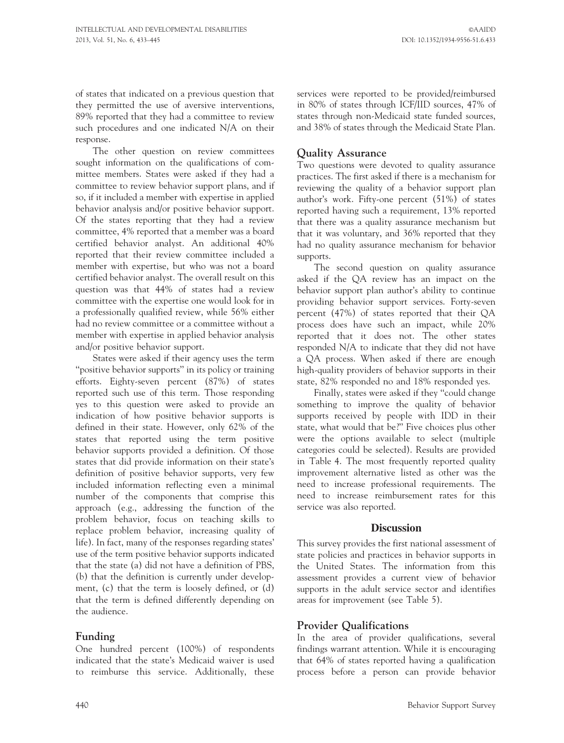of states that indicated on a previous question that they permitted the use of aversive interventions, 89% reported that they had a committee to review such procedures and one indicated N/A on their response.

The other question on review committees sought information on the qualifications of committee members. States were asked if they had a committee to review behavior support plans, and if so, if it included a member with expertise in applied behavior analysis and/or positive behavior support. Of the states reporting that they had a review committee, 4% reported that a member was a board certified behavior analyst. An additional 40% reported that their review committee included a member with expertise, but who was not a board certified behavior analyst. The overall result on this question was that 44% of states had a review committee with the expertise one would look for in a professionally qualified review, while 56% either had no review committee or a committee without a member with expertise in applied behavior analysis and/or positive behavior support.

States were asked if their agency uses the term "positive behavior supports" in its policy or training efforts. Eighty-seven percent (87%) of states reported such use of this term. Those responding yes to this question were asked to provide an indication of how positive behavior supports is defined in their state. However, only 62% of the states that reported using the term positive behavior supports provided a definition. Of those states that did provide information on their state's definition of positive behavior supports, very few included information reflecting even a minimal number of the components that comprise this approach (e.g., addressing the function of the problem behavior, focus on teaching skills to replace problem behavior, increasing quality of life). In fact, many of the responses regarding states' use of the term positive behavior supports indicated that the state (a) did not have a definition of PBS, (b) that the definition is currently under development, (c) that the term is loosely defined, or (d) that the term is defined differently depending on the audience.

## Funding

One hundred percent (100%) of respondents indicated that the state's Medicaid waiver is used to reimburse this service. Additionally, these services were reported to be provided/reimbursed in 80% of states through ICF/IID sources, 47% of states through non-Medicaid state funded sources, and 38% of states through the Medicaid State Plan.

## Quality Assurance

Two questions were devoted to quality assurance practices. The first asked if there is a mechanism for reviewing the quality of a behavior support plan author's work. Fifty-one percent (51%) of states reported having such a requirement, 13% reported that there was a quality assurance mechanism but that it was voluntary, and 36% reported that they had no quality assurance mechanism for behavior supports.

The second question on quality assurance asked if the QA review has an impact on the behavior support plan author's ability to continue providing behavior support services. Forty-seven percent (47%) of states reported that their QA process does have such an impact, while 20% reported that it does not. The other states responded N/A to indicate that they did not have a QA process. When asked if there are enough high-quality providers of behavior supports in their state, 82% responded no and 18% responded yes.

Finally, states were asked if they "could change something to improve the quality of behavior supports received by people with IDD in their state, what would that be?" Five choices plus other were the options available to select (multiple categories could be selected). Results are provided in Table 4. The most frequently reported quality improvement alternative listed as other was the need to increase professional requirements. The need to increase reimbursement rates for this service was also reported.

# Discussion

This survey provides the first national assessment of state policies and practices in behavior supports in the United States. The information from this assessment provides a current view of behavior supports in the adult service sector and identifies areas for improvement (see Table 5).

## Provider Qualifications

In the area of provider qualifications, several findings warrant attention. While it is encouraging that 64% of states reported having a qualification process before a person can provide behavior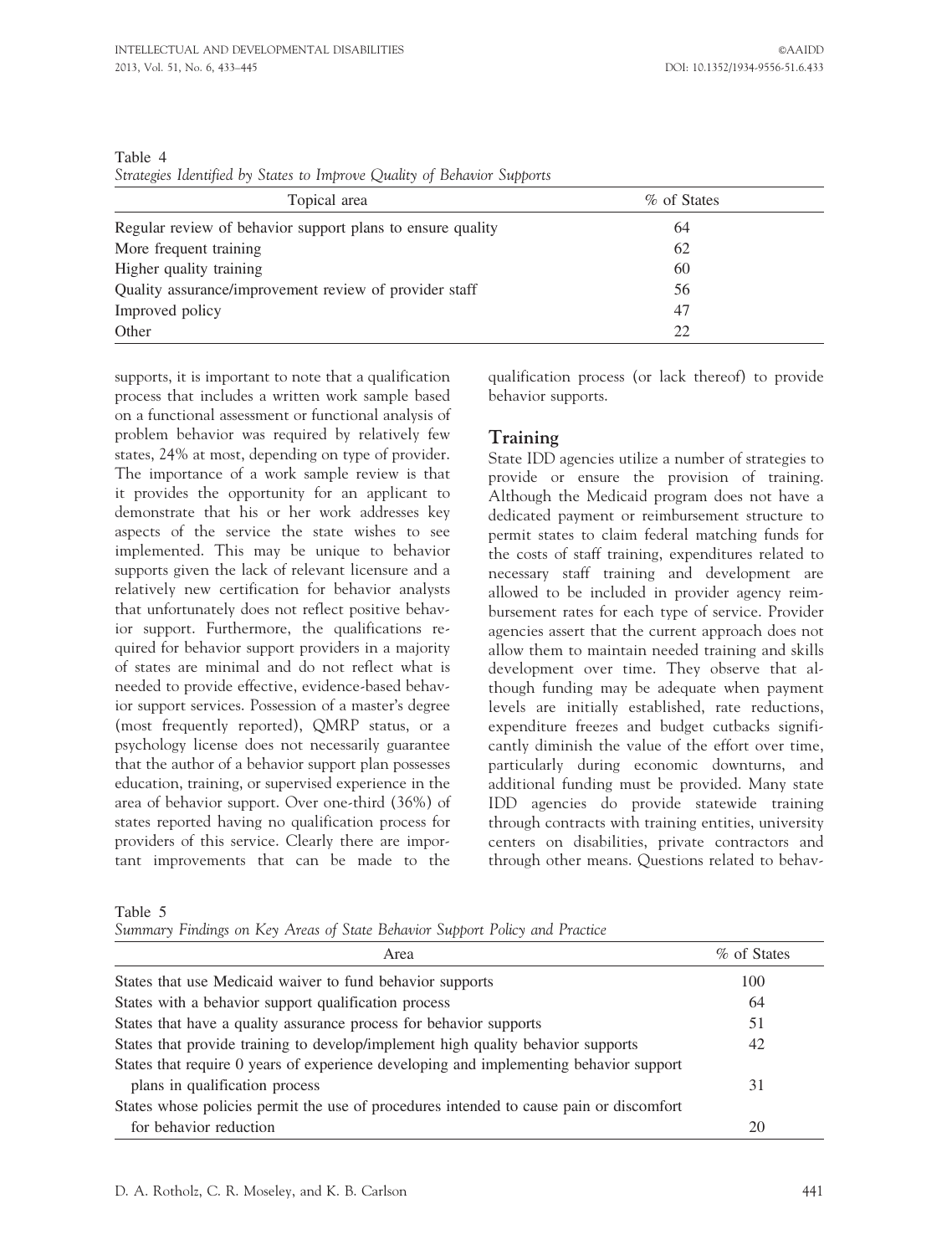Table 4
*Strategies Identified by States to Improve Quality of Behavior Supports*

| Topical area | % of States |
|---|---|
| Regular review of behavior support plans to ensure quality | 64 |
| More frequent training | 62 |
| Higher quality training | 60 |
| Quality assurance/improvement review of provider staff | 56 |
| Improved policy | 47 |
| Other | 22 |

supports, it is important to note that a qualification process that includes a written work sample based on a functional assessment or functional analysis of problem behavior was required by relatively few states, 24% at most, depending on type of provider. The importance of a work sample review is that it provides the opportunity for an applicant to demonstrate that his or her work addresses key aspects of the service the state wishes to see implemented. This may be unique to behavior supports given the lack of relevant licensure and a relatively new certification for behavior analysts that unfortunately does not reflect positive behavior support. Furthermore, the qualifications required for behavior support providers in a majority of states are minimal and do not reflect what is needed to provide effective, evidence-based behavior support services. Possession of a master's degree (most frequently reported), QMRP status, or a psychology license does not necessarily guarantee that the author of a behavior support plan possesses education, training, or supervised experience in the area of behavior support. Over one-third (36%) of states reported having no qualification process for providers of this service. Clearly there are important improvements that can be made to the qualification process (or lack thereof) to provide behavior supports.

## Training

State IDD agencies utilize a number of strategies to provide or ensure the provision of training. Although the Medicaid program does not have a dedicated payment or reimbursement structure to permit states to claim federal matching funds for the costs of staff training, expenditures related to necessary staff training and development are allowed to be included in provider agency reimbursement rates for each type of service. Provider agencies assert that the current approach does not allow them to maintain needed training and skills development over time. They observe that although funding may be adequate when payment levels are initially established, rate reductions, expenditure freezes and budget cutbacks significantly diminish the value of the effort over time, particularly during economic downturns, and additional funding must be provided. Many state IDD agencies do provide statewide training through contracts with training entities, university centers on disabilities, private contractors and through other means. Questions related to behav-

Table 5
*Summary Findings on Key Areas of State Behavior Support Policy and Practice*

| Area | % of States |
|---|---|
| States that use Medicaid waiver to fund behavior supports | 100 |
| States with a behavior support qualification process | 64 |
| States that have a quality assurance process for behavior supports | 51 |
| States that provide training to develop/implement high quality behavior supports | 42 |
| States that require 0 years of experience developing and implementing behavior support plans in qualification process | 31 |
| States whose policies permit the use of procedures intended to cause pain or discomfort for behavior reduction | 20 |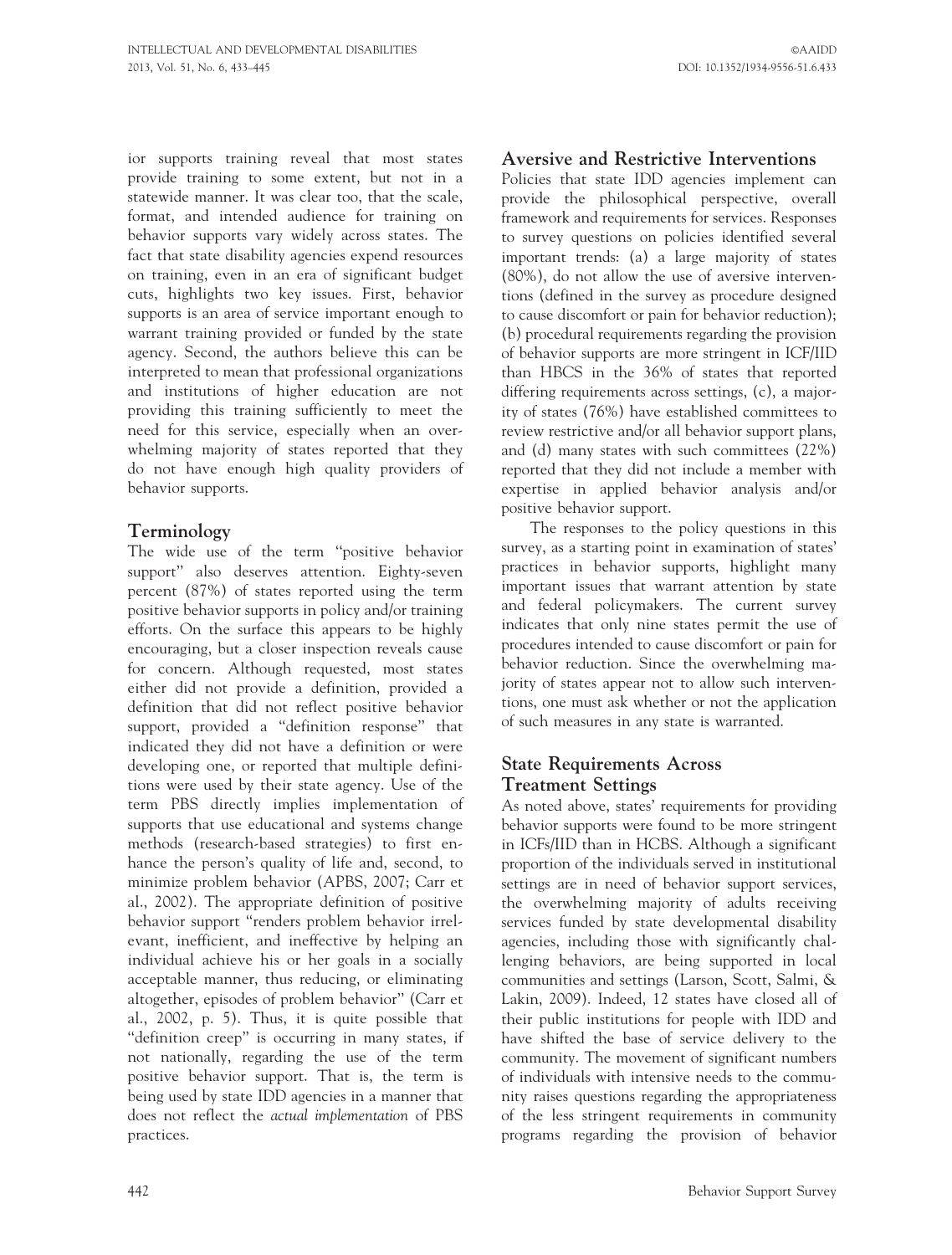ior supports training reveal that most states provide training to some extent, but not in a statewide manner. It was clear too, that the scale, format, and intended audience for training on behavior supports vary widely across states. The fact that state disability agencies expend resources on training, even in an era of significant budget cuts, highlights two key issues. First, behavior supports is an area of service important enough to warrant training provided or funded by the state agency. Second, the authors believe this can be interpreted to mean that professional organizations and institutions of higher education are not providing this training sufficiently to meet the need for this service, especially when an overwhelming majority of states reported that they do not have enough high quality providers of behavior supports.

## Terminology

The wide use of the term "positive behavior support" also deserves attention. Eighty-seven percent (87%) of states reported using the term positive behavior supports in policy and/or training efforts. On the surface this appears to be highly encouraging, but a closer inspection reveals cause for concern. Although requested, most states either did not provide a definition, provided a definition that did not reflect positive behavior support, provided a "definition response" that indicated they did not have a definition or were developing one, or reported that multiple definitions were used by their state agency. Use of the term PBS directly implies implementation of supports that use educational and systems change methods (research-based strategies) to first enhance the person's quality of life and, second, to minimize problem behavior (APBS, 2007; Carr et al., 2002). The appropriate definition of positive behavior support "renders problem behavior irrelevant, inefficient, and ineffective by helping an individual achieve his or her goals in a socially acceptable manner, thus reducing, or eliminating altogether, episodes of problem behavior" (Carr et al., 2002, p. 5). Thus, it is quite possible that "definition creep" is occurring in many states, if not nationally, regarding the use of the term positive behavior support. That is, the term is being used by state IDD agencies in a manner that does not reflect the *actual implementation* of PBS practices.

## Aversive and Restrictive Interventions

Policies that state IDD agencies implement can provide the philosophical perspective, overall framework and requirements for services. Responses to survey questions on policies identified several important trends: (a) a large majority of states (80%), do not allow the use of aversive interventions (defined in the survey as procedure designed to cause discomfort or pain for behavior reduction); (b) procedural requirements regarding the provision of behavior supports are more stringent in ICF/IID than HBCS in the 36% of states that reported differing requirements across settings, (c), a majority of states (76%) have established committees to review restrictive and/or all behavior support plans, and (d) many states with such committees (22%) reported that they did not include a member with expertise in applied behavior analysis and/or positive behavior support.

The responses to the policy questions in this survey, as a starting point in examination of states' practices in behavior supports, highlight many important issues that warrant attention by state and federal policymakers. The current survey indicates that only nine states permit the use of procedures intended to cause discomfort or pain for behavior reduction. Since the overwhelming majority of states appear not to allow such interventions, one must ask whether or not the application of such measures in any state is warranted.

## State Requirements Across Treatment Settings

As noted above, states' requirements for providing behavior supports were found to be more stringent in ICFs/IID than in HCBS. Although a significant proportion of the individuals served in institutional settings are in need of behavior support services, the overwhelming majority of adults receiving services funded by state developmental disability agencies, including those with significantly challenging behaviors, are being supported in local communities and settings (Larson, Scott, Salmi, & Lakin, 2009). Indeed, 12 states have closed all of their public institutions for people with IDD and have shifted the base of service delivery to the community. The movement of significant numbers of individuals with intensive needs to the community raises questions regarding the appropriateness of the less stringent requirements in community programs regarding the provision of behavior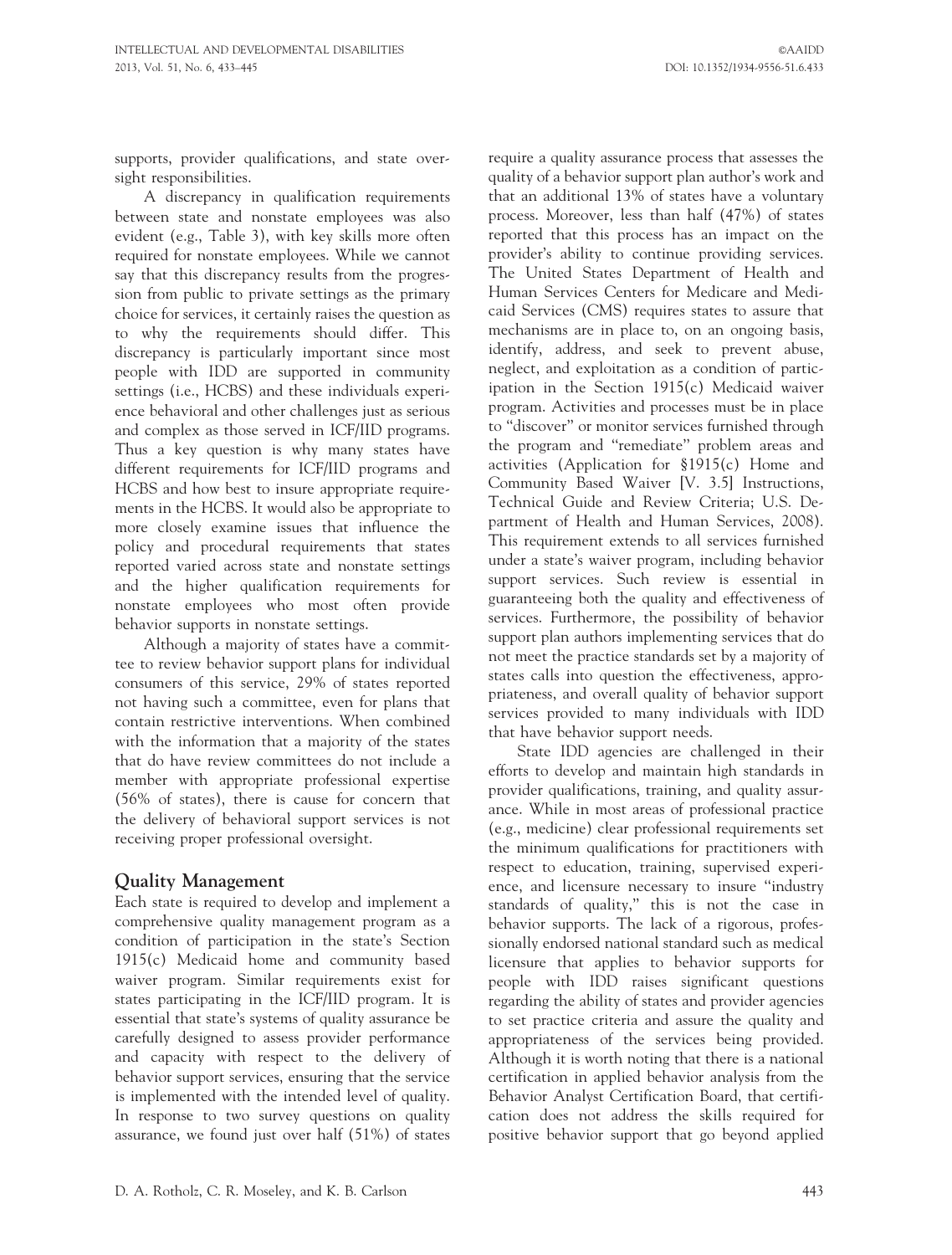supports, provider qualifications, and state oversight responsibilities.

A discrepancy in qualification requirements between state and nonstate employees was also evident (e.g., Table 3), with key skills more often required for nonstate employees. While we cannot say that this discrepancy results from the progression from public to private settings as the primary choice for services, it certainly raises the question as to why the requirements should differ. This discrepancy is particularly important since most people with IDD are supported in community settings (i.e., HCBS) and these individuals experience behavioral and other challenges just as serious and complex as those served in ICF/IID programs. Thus a key question is why many states have different requirements for ICF/IID programs and HCBS and how best to insure appropriate requirements in the HCBS. It would also be appropriate to more closely examine issues that influence the policy and procedural requirements that states reported varied across state and nonstate settings and the higher qualification requirements for nonstate employees who most often provide behavior supports in nonstate settings.

Although a majority of states have a committee to review behavior support plans for individual consumers of this service, 29% of states reported not having such a committee, even for plans that contain restrictive interventions. When combined with the information that a majority of the states that do have review committees do not include a member with appropriate professional expertise (56% of states), there is cause for concern that the delivery of behavioral support services is not receiving proper professional oversight.

## Quality Management

Each state is required to develop and implement a comprehensive quality management program as a condition of participation in the state's Section 1915(c) Medicaid home and community based waiver program. Similar requirements exist for states participating in the ICF/IID program. It is essential that state's systems of quality assurance be carefully designed to assess provider performance and capacity with respect to the delivery of behavior support services, ensuring that the service is implemented with the intended level of quality. In response to two survey questions on quality assurance, we found just over half (51%) of states require a quality assurance process that assesses the quality of a behavior support plan author's work and that an additional 13% of states have a voluntary process. Moreover, less than half (47%) of states reported that this process has an impact on the provider's ability to continue providing services. The United States Department of Health and Human Services Centers for Medicare and Medicaid Services (CMS) requires states to assure that mechanisms are in place to, on an ongoing basis, identify, address, and seek to prevent abuse, neglect, and exploitation as a condition of participation in the Section 1915(c) Medicaid waiver program. Activities and processes must be in place to "discover" or monitor services furnished through the program and "remediate" problem areas and activities (Application for §1915(c) Home and Community Based Waiver [V. 3.5] Instructions, Technical Guide and Review Criteria; U.S. Department of Health and Human Services, 2008). This requirement extends to all services furnished under a state's waiver program, including behavior support services. Such review is essential in guaranteeing both the quality and effectiveness of services. Furthermore, the possibility of behavior support plan authors implementing services that do not meet the practice standards set by a majority of states calls into question the effectiveness, appropriateness, and overall quality of behavior support services provided to many individuals with IDD that have behavior support needs.

State IDD agencies are challenged in their efforts to develop and maintain high standards in provider qualifications, training, and quality assurance. While in most areas of professional practice (e.g., medicine) clear professional requirements set the minimum qualifications for practitioners with respect to education, training, supervised experience, and licensure necessary to insure "industry standards of quality," this is not the case in behavior supports. The lack of a rigorous, professionally endorsed national standard such as medical licensure that applies to behavior supports for people with IDD raises significant questions regarding the ability of states and provider agencies to set practice criteria and assure the quality and appropriateness of the services being provided. Although it is worth noting that there is a national certification in applied behavior analysis from the Behavior Analyst Certification Board, that certification does not address the skills required for positive behavior support that go beyond applied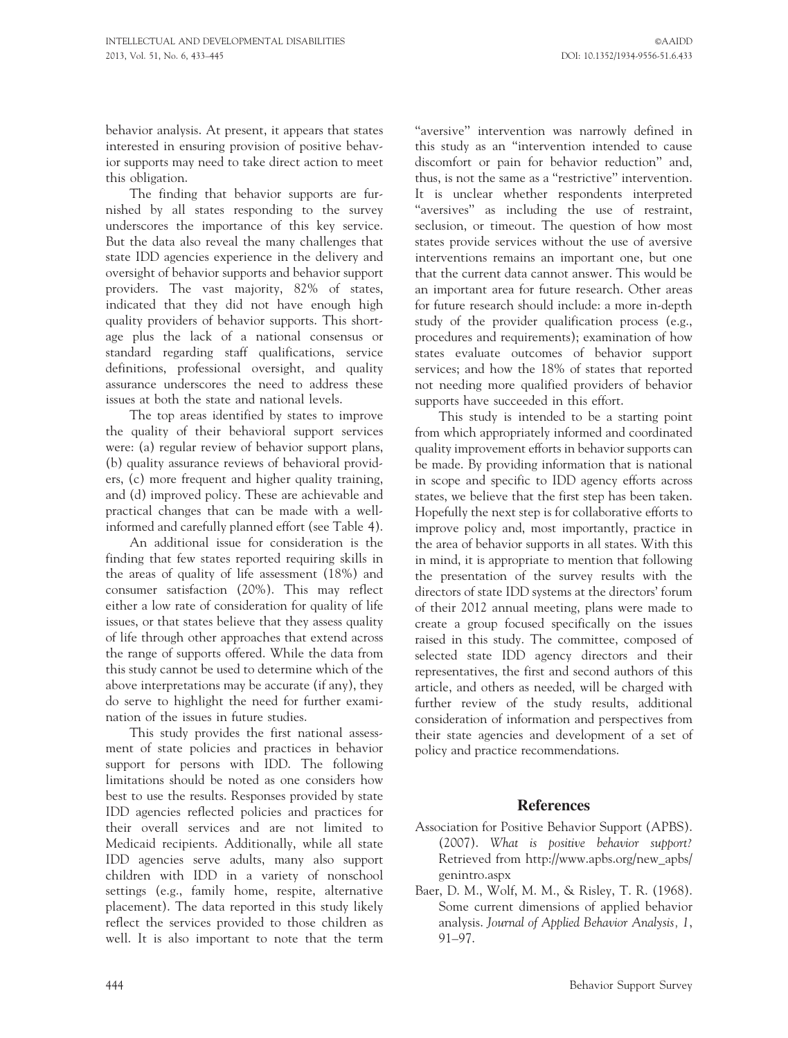behavior analysis. At present, it appears that states interested in ensuring provision of positive behavior supports may need to take direct action to meet this obligation.

The finding that behavior supports are furnished by all states responding to the survey underscores the importance of this key service. But the data also reveal the many challenges that state IDD agencies experience in the delivery and oversight of behavior supports and behavior support providers. The vast majority, 82% of states, indicated that they did not have enough high quality providers of behavior supports. This shortage plus the lack of a national consensus or standard regarding staff qualifications, service definitions, professional oversight, and quality assurance underscores the need to address these issues at both the state and national levels.

The top areas identified by states to improve the quality of their behavioral support services were: (a) regular review of behavior support plans, (b) quality assurance reviews of behavioral providers, (c) more frequent and higher quality training, and (d) improved policy. These are achievable and practical changes that can be made with a well-informed and carefully planned effort (see Table 4).

An additional issue for consideration is the finding that few states reported requiring skills in the areas of quality of life assessment (18%) and consumer satisfaction (20%). This may reflect either a low rate of consideration for quality of life issues, or that states believe that they assess quality of life through other approaches that extend across the range of supports offered. While the data from this study cannot be used to determine which of the above interpretations may be accurate (if any), they do serve to highlight the need for further examination of the issues in future studies.

This study provides the first national assessment of state policies and practices in behavior support for persons with IDD. The following limitations should be noted as one considers how best to use the results. Responses provided by state IDD agencies reflected policies and practices for their overall services and are not limited to Medicaid recipients. Additionally, while all state IDD agencies serve adults, many also support children with IDD in a variety of nonschool settings (e.g., family home, respite, alternative placement). The data reported in this study likely reflect the services provided to those children as well. It is also important to note that the term "aversive" intervention was narrowly defined in this study as an "intervention intended to cause discomfort or pain for behavior reduction" and, thus, is not the same as a "restrictive" intervention. It is unclear whether respondents interpreted "aversives" as including the use of restraint, seclusion, or timeout. The question of how most states provide services without the use of aversive interventions remains an important one, but one that the current data cannot answer. This would be an important area for future research. Other areas for future research should include: a more in-depth study of the provider qualification process (e.g., procedures and requirements); examination of how states evaluate outcomes of behavior support services; and how the 18% of states that reported not needing more qualified providers of behavior supports have succeeded in this effort.

This study is intended to be a starting point from which appropriately informed and coordinated quality improvement efforts in behavior supports can be made. By providing information that is national in scope and specific to IDD agency efforts across states, we believe that the first step has been taken. Hopefully the next step is for collaborative efforts to improve policy and, most importantly, practice in the area of behavior supports in all states. With this in mind, it is appropriate to mention that following the presentation of the survey results with the directors of state IDD systems at the directors' forum of their 2012 annual meeting, plans were made to create a group focused specifically on the issues raised in this study. The committee, composed of selected state IDD agency directors and their representatives, the first and second authors of this article, and others as needed, will be charged with further review of the study results, additional consideration of information and perspectives from their state agencies and development of a set of policy and practice recommendations.

## References

Association for Positive Behavior Support (APBS). (2007). *What is positive behavior support?* Retrieved from http://www.apbs.org/new_apbs/genintro.aspx

Baer, D. M., Wolf, M. M., & Risley, T. R. (1968). Some current dimensions of applied behavior analysis. *Journal of Applied Behavior Analysis, 1*, 91–97.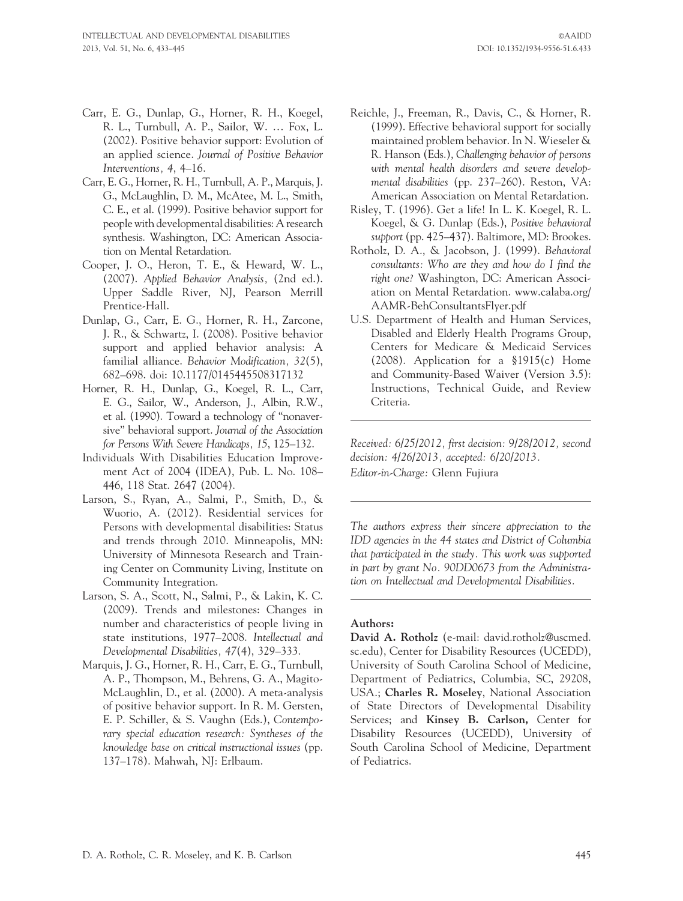Carr, E. G., Dunlap, G., Horner, R. H., Koegel, R. L., Turnbull, A. P., Sailor, W. … Fox, L. (2002). Positive behavior support: Evolution of an applied science. *Journal of Positive Behavior Interventions, 4*, 4–16.

Carr, E. G., Horner, R. H., Turnbull, A. P., Marquis, J. G., McLaughlin, D. M., McAtee, M. L., Smith, C. E., et al. (1999). Positive behavior support for people with developmental disabilities: A research synthesis. Washington, DC: American Association on Mental Retardation.

Cooper, J. O., Heron, T. E., & Heward, W. L., (2007). *Applied Behavior Analysis,* (2nd ed.). Upper Saddle River, NJ, Pearson Merrill Prentice-Hall.

Dunlap, G., Carr, E. G., Horner, R. H., Zarcone, J. R., & Schwartz, I. (2008). Positive behavior support and applied behavior analysis: A familial alliance. *Behavior Modification, 32*(5), 682–698. doi: 10.1177/0145445508317132

Horner, R. H., Dunlap, G., Koegel, R. L., Carr, E. G., Sailor, W., Anderson, J., Albin, R.W., et al. (1990). Toward a technology of "nonaversive" behavioral support. *Journal of the Association for Persons With Severe Handicaps, 15*, 125–132.

Individuals With Disabilities Education Improvement Act of 2004 (IDEA), Pub. L. No. 108–446, 118 Stat. 2647 (2004).

Larson, S., Ryan, A., Salmi, P., Smith, D., & Wuorio, A. (2012). Residential services for Persons with developmental disabilities: Status and trends through 2010. Minneapolis, MN: University of Minnesota Research and Training Center on Community Living, Institute on Community Integration.

Larson, S. A., Scott, N., Salmi, P., & Lakin, K. C. (2009). Trends and milestones: Changes in number and characteristics of people living in state institutions, 1977–2008. *Intellectual and Developmental Disabilities, 47*(4), 329–333.

Marquis, J. G., Horner, R. H., Carr, E. G., Turnbull, A. P., Thompson, M., Behrens, G. A., Magito-McLaughlin, D., et al. (2000). A meta-analysis of positive behavior support. In R. M. Gersten, E. P. Schiller, & S. Vaughn (Eds.), *Contemporary special education research: Syntheses of the knowledge base on critical instructional issues* (pp. 137–178). Mahwah, NJ: Erlbaum.

Reichle, J., Freeman, R., Davis, C., & Horner, R. (1999). Effective behavioral support for socially maintained problem behavior. In N. Wieseler & R. Hanson (Eds.), *Challenging behavior of persons with mental health disorders and severe developmental disabilities* (pp. 237–260). Reston, VA: American Association on Mental Retardation.

Risley, T. (1996). Get a life! In L. K. Koegel, R. L. Koegel, & G. Dunlap (Eds.), *Positive behavioral support* (pp. 425–437). Baltimore, MD: Brookes.

Rotholz, D. A., & Jacobson, J. (1999). *Behavioral consultants: Who are they and how do I find the right one?* Washington, DC: American Association on Mental Retardation. www.calaba.org/AAMR-BehConsultantsFlyer.pdf

U.S. Department of Health and Human Services, Disabled and Elderly Health Programs Group, Centers for Medicare & Medicaid Services (2008). Application for a §1915(c) Home and Community-Based Waiver (Version 3.5): Instructions, Technical Guide, and Review Criteria.

---

*Received: 6/25/2012, first decision: 9/28/2012, second decision: 4/26/2013, accepted: 6/20/2013.*
*Editor-in-Charge:* Glenn Fujiura

---

*The authors express their sincere appreciation to the IDD agencies in the 44 states and District of Columbia that participated in the study. This work was supported in part by grant No. 90DD0673 from the Administration on Intellectual and Developmental Disabilities.*

---

**Authors:**

**David A. Rotholz** (e-mail: david.rotholz@uscmed.sc.edu), Center for Disability Resources (UCEDD), University of South Carolina School of Medicine, Department of Pediatrics, Columbia, SC, 29208, USA.; **Charles R. Moseley**, National Association of State Directors of Developmental Disability Services; and **Kinsey B. Carlson,** Center for Disability Resources (UCEDD), University of South Carolina School of Medicine, Department of Pediatrics.